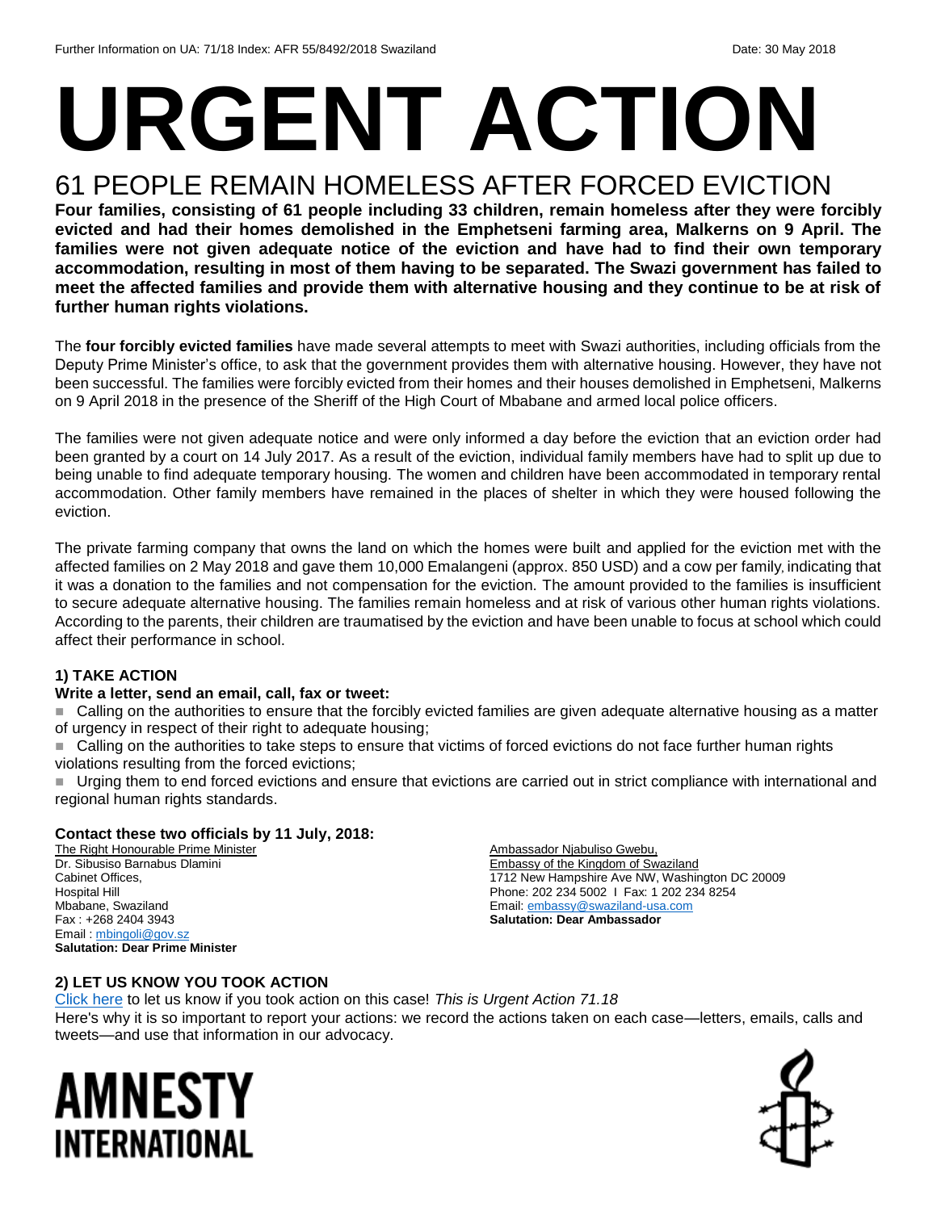Further Information on UA: 71/18 Index: AFR 55/8492/2018 Swaziland Date: 30 May 2018

# URGENT ACTION

## 61 PEOPLE REMAIN HOMELESS AFTER FORCED EVICTION

**Four families, consisting of 61 people including 33 children, remain homeless after they were forcibly evicted and had their homes demolished in the Emphetseni farming area, Malkerns on 9 April. The families were not given adequate notice of the eviction and have had to find their own temporary accommodation, resulting in most of them having to be separated. The Swazi government has failed to meet the affected families and provide them with alternative housing and they continue to be at risk of further human rights violations.**

The **four forcibly evicted families** have made several attempts to meet with Swazi authorities, including officials from the Deputy Prime Minister's office, to ask that the government provides them with alternative housing. However, they have not been successful. The families were forcibly evicted from their homes and their houses demolished in Emphetseni, Malkerns on 9 April 2018 in the presence of the Sheriff of the High Court of Mbabane and armed local police officers.

The families were not given adequate notice and were only informed a day before the eviction that an eviction order had been granted by a court on 14 July 2017. As a result of the eviction, individual family members have had to split up due to being unable to find adequate temporary housing. The women and children have been accommodated in temporary rental accommodation. Other family members have remained in the places of shelter in which they were housed following the eviction.

The private farming company that owns the land on which the homes were built and applied for the eviction met with the affected families on 2 May 2018 and gave them 10,000 Emalangeni (approx. 850 USD) and a cow per family, indicating that it was a donation to the families and not compensation for the eviction. The amount provided to the families is insufficient to secure adequate alternative housing. The families remain homeless and at risk of various other human rights violations. According to the parents, their children are traumatised by the eviction and have been unable to focus at school which could affect their performance in school.

### 1) TAKE ACTION

**Write a letter, send an email, call, fax or tweet:**

- Calling on the authorities to ensure that the forcibly evicted families are given adequate alternative housing as a matter of urgency in respect of their right to adequate housing;
- Calling on the authorities to take steps to ensure that victims of forced evictions do not face further human rights violations resulting from the forced evictions;
- Urging them to end forced evictions and ensure that evictions are carried out in strict compliance with international and regional human rights standards.

**Contact these two officials by 11 July, 2018:**

The Right Honourable Prime Minister
Dr. Sibusiso Barnabus Dlamini
Cabinet Offices,
Hospital Hill
Mbabane, Swaziland
Fax : +268 2404 3943
Email : mbingoli@gov.sz
**Salutation: Dear Prime Minister**

Ambassador Njabuliso Gwebu,
Embassy of the Kingdom of Swaziland
1712 New Hampshire Ave NW, Washington DC 20009
Phone: 202 234 5002 I Fax: 1 202 234 8254
Email: embassy@swaziland-usa.com
**Salutation: Dear Ambassador**

### 2) LET US KNOW YOU TOOK ACTION

Click here to let us know if you took action on this case! *This is Urgent Action 71.18*

Here's why it is so important to report your actions: we record the actions taken on each case—letters, emails, calls and tweets—and use that information in our advocacy.

AMNESTY INTERNATIONAL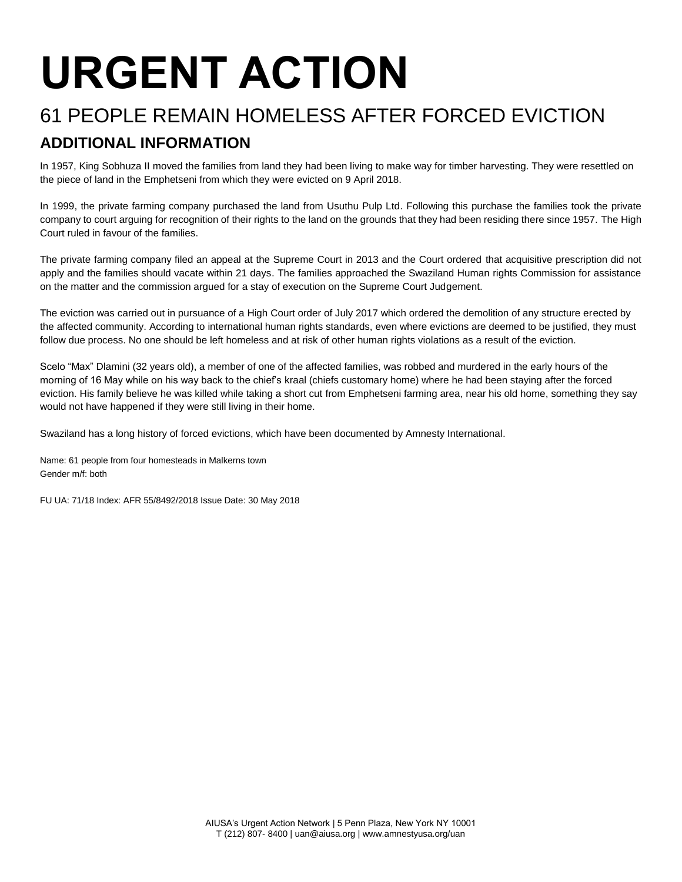# URGENT ACTION

## 61 PEOPLE REMAIN HOMELESS AFTER FORCED EVICTION

### ADDITIONAL INFORMATION

In 1957, King Sobhuza II moved the families from land they had been living to make way for timber harvesting. They were resettled on the piece of land in the Emphetseni from which they were evicted on 9 April 2018.

In 1999, the private farming company purchased the land from Usuthu Pulp Ltd. Following this purchase the families took the private company to court arguing for recognition of their rights to the land on the grounds that they had been residing there since 1957. The High Court ruled in favour of the families.

The private farming company filed an appeal at the Supreme Court in 2013 and the Court ordered that acquisitive prescription did not apply and the families should vacate within 21 days. The families approached the Swaziland Human rights Commission for assistance on the matter and the commission argued for a stay of execution on the Supreme Court Judgement.

The eviction was carried out in pursuance of a High Court order of July 2017 which ordered the demolition of any structure erected by the affected community. According to international human rights standards, even where evictions are deemed to be justified, they must follow due process. No one should be left homeless and at risk of other human rights violations as a result of the eviction.

Scelo "Max" Dlamini (32 years old), a member of one of the affected families, was robbed and murdered in the early hours of the morning of 16 May while on his way back to the chief's kraal (chiefs customary home) where he had been staying after the forced eviction. His family believe he was killed while taking a short cut from Emphetseni farming area, near his old home, something they say would not have happened if they were still living in their home.

Swaziland has a long history of forced evictions, which have been documented by Amnesty International.

Name: 61 people from four homesteads in Malkerns town
Gender m/f: both

FU UA: 71/18 Index: AFR 55/8492/2018 Issue Date: 30 May 2018

AIUSA's Urgent Action Network | 5 Penn Plaza, New York NY 10001
T (212) 807- 8400 | uan@aiusa.org | www.amnestyusa.org/uan